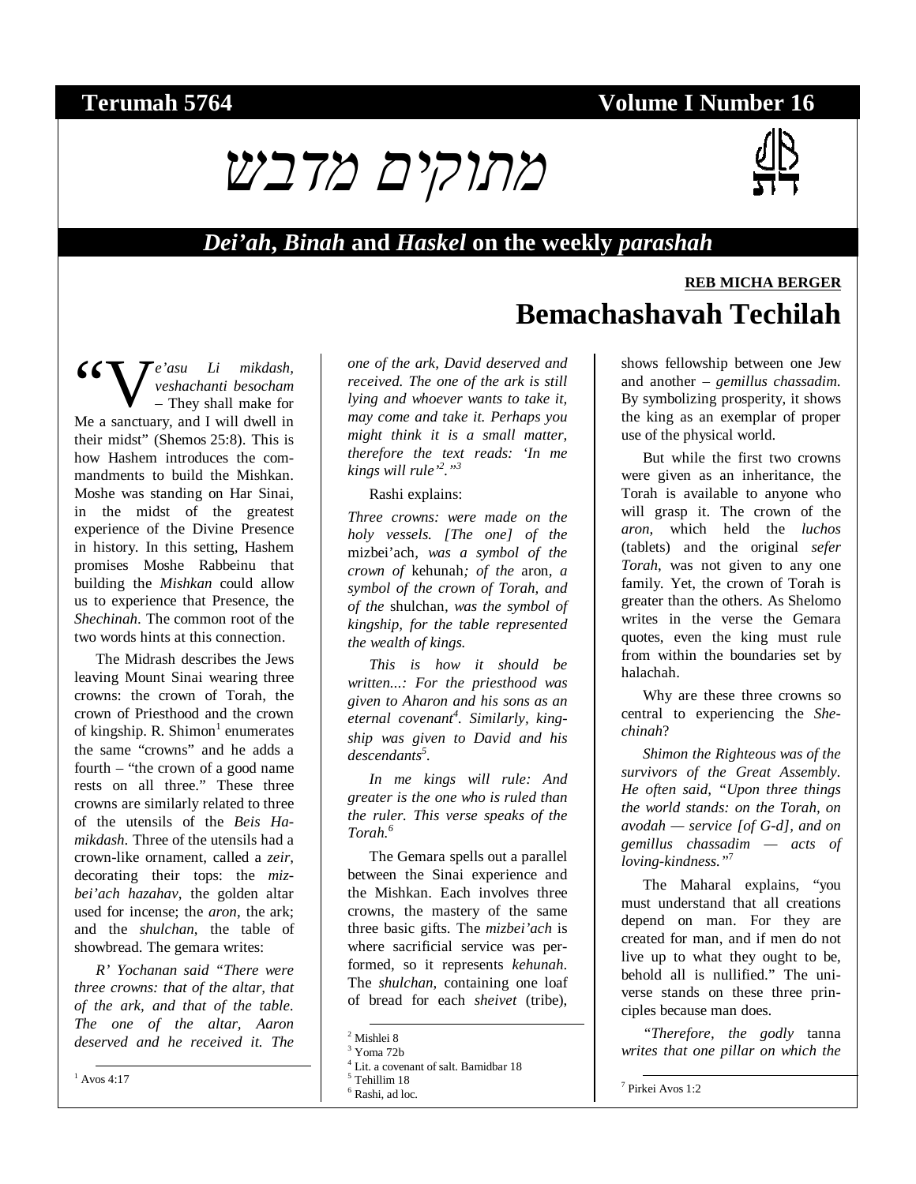# Terumah 5764 — Volume I Number 16

# מתוקים מדבש

## *Dei'ah*, *Binah* and *Haskel* on the weekly *parashah*

**REB MICHA BERGER**

# Bemachashavah Techilah

"*Ve'asu Li mikdash, veshachanti besocham* – They shall make for Me a sanctuary, and I will dwell in their midst" (Shemos 25:8). This is how Hashem introduces the commandments to build the Mishkan. Moshe was standing on Har Sinai, in the midst of the greatest experience of the Divine Presence in history. In this setting, Hashem promises Moshe Rabbeinu that building the *Mishkan* could allow us to experience that Presence, the *Shechinah*. The common root of the two words hints at this connection.

The Midrash describes the Jews leaving Mount Sinai wearing three crowns: the crown of Torah, the crown of Priesthood and the crown of kingship. R. Shimon[1] enumerates the same "crowns" and he adds a fourth – "the crown of a good name rests on all three." These three crowns are similarly related to three of the utensils of the *Beis Hamikdash*. Three of the utensils had a crown-like ornament, called a *zeir*, decorating their tops: the *mizbei'ach hazahav*, the golden altar used for incense; the *aron*, the ark; and the *shulchan*, the table of showbread. The gemara writes:

*R' Yochanan said "There were three crowns: that of the altar, that of the ark, and that of the table. The one of the altar, Aaron deserved and he received it. The one of the ark, David deserved and received. The one of the ark is still lying and whoever wants to take it, may come and take it. Perhaps you might think it is a small matter, therefore the text reads: 'In me kings will rule'[2]."*[3]

Rashi explains:

*Three crowns: were made on the holy vessels. [The one] of the* mizbei'ach*, was a symbol of the crown of* kehunah*; of the* aron*, a symbol of the crown of Torah, and of the* shulchan*, was the symbol of kingship, for the table represented the wealth of kings.*

*This is how it should be written...: For the priesthood was given to Aharon and his sons as an eternal covenant*[4]*. Similarly, kingship was given to David and his descendants*[5]*.*

*In me kings will rule: And greater is the one who is ruled than the ruler. This verse speaks of the Torah.*[6]

The Gemara spells out a parallel between the Sinai experience and the Mishkan. Each involves three crowns, the mastery of the same three basic gifts. The *mizbei'ach* is where sacrificial service was performed, so it represents *kehunah*. The *shulchan*, containing one loaf of bread for each *sheivet* (tribe), shows fellowship between one Jew and another – *gemillus chassadim*. By symbolizing prosperity, it shows the king as an exemplar of proper use of the physical world.

But while the first two crowns were given as an inheritance, the Torah is available to anyone who will grasp it. The crown of the *aron*, which held the *luchos* (tablets) and the original *sefer Torah*, was not given to any one family. Yet, the crown of Torah is greater than the others. As Shelomo writes in the verse the Gemara quotes, even the king must rule from within the boundaries set by halachah.

Why are these three crowns so central to experiencing the *Shechinah*?

*Shimon the Righteous was of the survivors of the Great Assembly. He often said, "Upon three things the world stands: on the Torah, on avodah — service [of G-d], and on gemillus chassadim — acts of loving-kindness."*[7]

The Maharal explains, "you must understand that all creations depend on man. For they are created for man, and if men do not live up to what they ought to be, behold all is nullified." The universe stands on these three principles because man does.

*"Therefore, the godly* tanna *writes that one pillar on which the*

---

[1] Avos 4:17

[2] Mishlei 8

[3] Yoma 72b

[4] Lit. a covenant of salt. Bamidbar 18

[5] Tehillim 18

[6] Rashi, ad loc.

[7] Pirkei Avos 1:2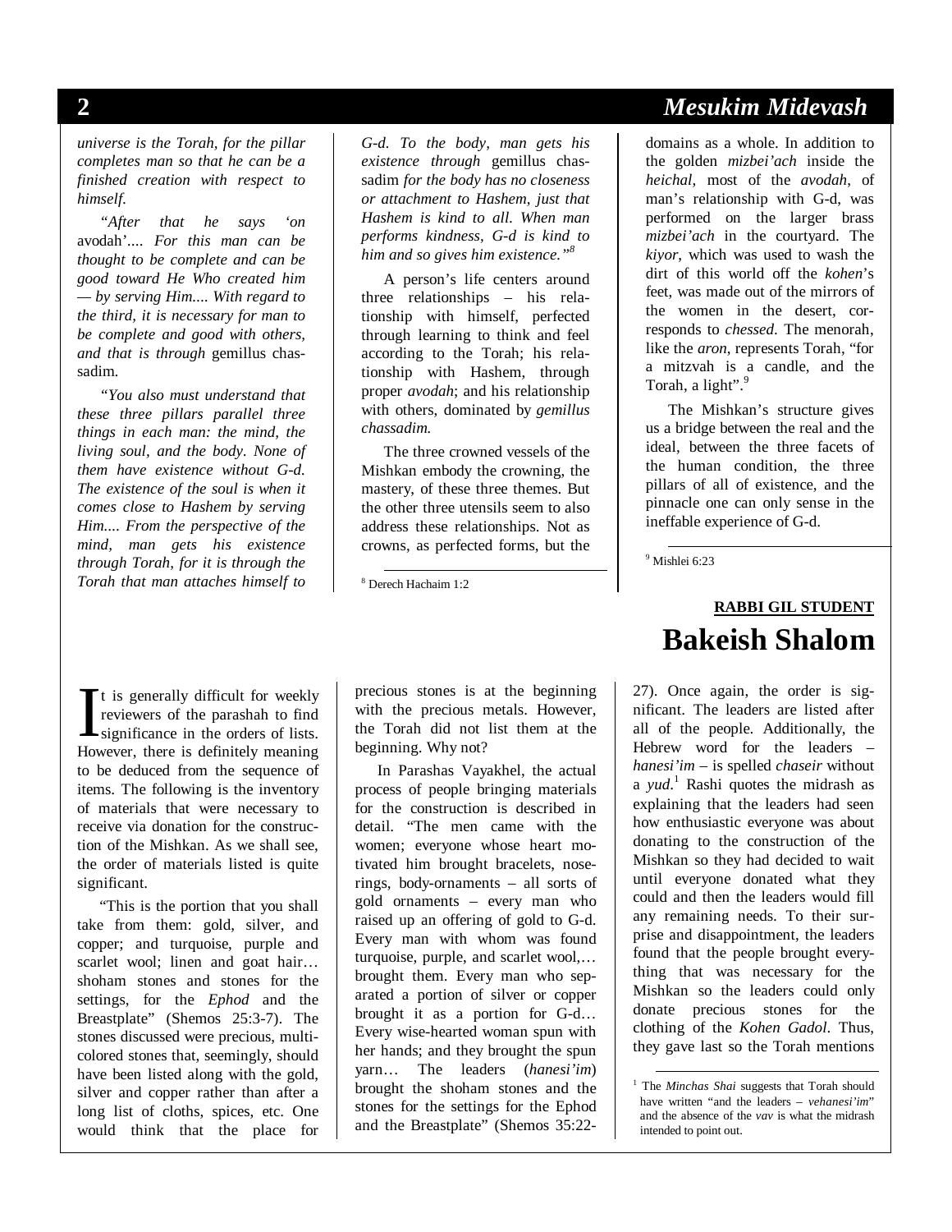*universe is the Torah, for the pillar completes man so that he can be a finished creation with respect to himself.*

*"After that he says 'on* avodah'*.... For this man can be thought to be complete and can be good toward He Who created him — by serving Him.... With regard to the third, it is necessary for man to be complete and good with others, and that is through* gemillus chassadim.

*"You also must understand that these three pillars parallel three things in each man: the mind, the living soul, and the body. None of them have existence without G-d. The existence of the soul is when it comes close to Hashem by serving Him.... From the perspective of the mind, man gets his existence through Torah, for it is through the Torah that man attaches himself to G-d. To the body, man gets his existence through* gemillus chassadim *for the body has no closeness or attachment to Hashem, just that Hashem is kind to all. When man performs kindness, G-d is kind to him and so gives him existence."*[8]

A person's life centers around three relationships – his relationship with himself, perfected through learning to think and feel according to the Torah; his relationship with Hashem, through proper *avodah*; and his relationship with others, dominated by *gemillus chassadim.*

The three crowned vessels of the Mishkan embody the crowning, the mastery, of these three themes. But the other three utensils seem to also address these relationships. Not as crowns, as perfected forms, but the domains as a whole. In addition to the golden *mizbei'ach* inside the *heichal*, most of the *avodah*, of man's relationship with G-d, was performed on the larger brass *mizbei'ach* in the courtyard. The *kiyor*, which was used to wash the dirt of this world off the *kohen*'s feet, was made out of the mirrors of the women in the desert, corresponds to *chessed*. The menorah, like the *aron*, represents Torah, "for a mitzvah is a candle, and the Torah, a light".[9]

The Mishkan's structure gives us a bridge between the real and the ideal, between the three facets of the human condition, the three pillars of all of existence, and the pinnacle one can only sense in the ineffable experience of G-d.

[8] Derech Hachaim 1:2

[9] Mishlei 6:23

**RABBI GIL STUDENT**

# Bakeish Shalom

It is generally difficult for weekly reviewers of the parashah to find significance in the orders of lists. However, there is definitely meaning to be deduced from the sequence of items. The following is the inventory of materials that were necessary to receive via donation for the construction of the Mishkan. As we shall see, the order of materials listed is quite significant.

"This is the portion that you shall take from them: gold, silver, and copper; and turquoise, purple and scarlet wool; linen and goat hair… shoham stones and stones for the settings, for the *Ephod* and the Breastplate" (Shemos 25:3-7). The stones discussed were precious, multicolored stones that, seemingly, should have been listed along with the gold, silver and copper rather than after a long list of cloths, spices, etc. One would think that the place for precious stones is at the beginning with the precious metals. However, the Torah did not list them at the beginning. Why not?

In Parashas Vayakhel, the actual process of people bringing materials for the construction is described in detail. "The men came with the women; everyone whose heart motivated him brought bracelets, nose-rings, body-ornaments – all sorts of gold ornaments – every man who raised up an offering of gold to G-d. Every man with whom was found turquoise, purple, and scarlet wool,… brought them. Every man who separated a portion of silver or copper brought it as a portion for G-d… Every wise-hearted woman spun with her hands; and they brought the spun yarn… The leaders (*hanesi'im*) brought the shoham stones and the stones for the settings for the Ephod and the Breastplate" (Shemos 35:22-27). Once again, the order is significant. The leaders are listed after all of the people. Additionally, the Hebrew word for the leaders – *hanesi'im* – is spelled *chaseir* without a *yud*.[1] Rashi quotes the midrash as explaining that the leaders had seen how enthusiastic everyone was about donating to the construction of the Mishkan so they had decided to wait until everyone donated what they could and then the leaders would fill any remaining needs. To their surprise and disappointment, the leaders found that the people brought everything that was necessary for the Mishkan so the leaders could only donate precious stones for the clothing of the *Kohen Gadol*. Thus, they gave last so the Torah mentions

[1] The *Minchas Shai* suggests that Torah should have written "and the leaders – *vehanesi'im*" and the absence of the *vav* is what the midrash intended to point out.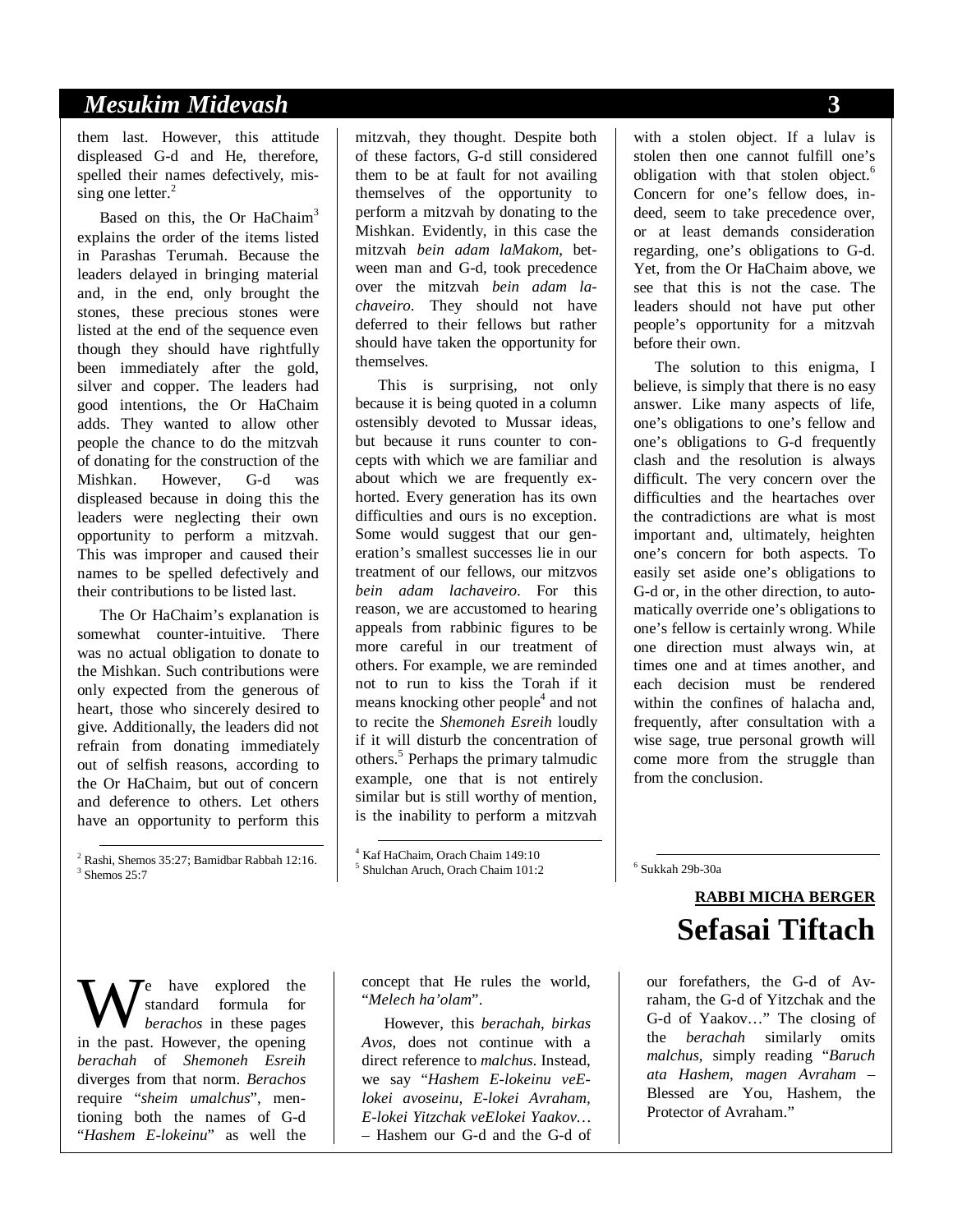them last. However, this attitude displeased G-d and He, therefore, spelled their names defectively, missing one letter.[2]

Based on this, the Or HaChaim[3] explains the order of the items listed in Parashas Terumah. Because the leaders delayed in bringing material and, in the end, only brought the stones, these precious stones were listed at the end of the sequence even though they should have rightfully been immediately after the gold, silver and copper. The leaders had good intentions, the Or HaChaim adds. They wanted to allow other people the chance to do the mitzvah of donating for the construction of the Mishkan. However, G-d was displeased because in doing this the leaders were neglecting their own opportunity to perform a mitzvah. This was improper and caused their names to be spelled defectively and their contributions to be listed last.

The Or HaChaim's explanation is somewhat counter-intuitive. There was no actual obligation to donate to the Mishkan. Such contributions were only expected from the generous of heart, those who sincerely desired to give. Additionally, the leaders did not refrain from donating immediately out of selfish reasons, according to the Or HaChaim, but out of concern and deference to others. Let others have an opportunity to perform this mitzvah, they thought. Despite both of these factors, G-d still considered them to be at fault for not availing themselves of the opportunity to perform a mitzvah by donating to the Mishkan. Evidently, in this case the mitzvah *bein adam laMakom*, between man and G-d, took precedence over the mitzvah *bein adam lachaveiro*. They should not have deferred to their fellows but rather should have taken the opportunity for themselves.

This is surprising, not only because it is being quoted in a column ostensibly devoted to Mussar ideas, but because it runs counter to concepts with which we are familiar and about which we are frequently exhorted. Every generation has its own difficulties and ours is no exception. Some would suggest that our generation's smallest successes lie in our treatment of our fellows, our mitzvos *bein adam lachaveiro*. For this reason, we are accustomed to hearing appeals from rabbinic figures to be more careful in our treatment of others. For example, we are reminded not to run to kiss the Torah if it means knocking other people[4] and not to recite the *Shemoneh Esreih* loudly if it will disturb the concentration of others.[5] Perhaps the primary talmudic example, one that is not entirely similar but is still worthy of mention, is the inability to perform a mitzvah with a stolen object. If a lulav is stolen then one cannot fulfill one's obligation with that stolen object.[6] Concern for one's fellow does, indeed, seem to take precedence over, or at least demands consideration regarding, one's obligations to G-d. Yet, from the Or HaChaim above, we see that this is not the case. The leaders should not have put other people's opportunity for a mitzvah before their own.

The solution to this enigma, I believe, is simply that there is no easy answer. Like many aspects of life, one's obligations to one's fellow and one's obligations to G-d frequently clash and the resolution is always difficult. The very concern over the difficulties and the heartaches over the contradictions are what is most important and, ultimately, heighten one's concern for both aspects. To easily set aside one's obligations to G-d or, in the other direction, to automatically override one's obligations to one's fellow is certainly wrong. While one direction must always win, at times one and at times another, and each decision must be rendered within the confines of halacha and, frequently, after consultation with a wise sage, true personal growth will come more from the struggle than from the conclusion.

[2] Rashi, Shemos 35:27; Bamidbar Rabbah 12:16.
[3] Shemos 25:7
[4] Kaf HaChaim, Orach Chaim 149:10
[5] Shulchan Aruch, Orach Chaim 101:2
[6] Sukkah 29b-30a

**RABBI MICHA BERGER**

# Sefasai Tiftach

We have explored the standard formula for *berachos* in these pages in the past. However, the opening *berachah* of *Shemoneh Esreih* diverges from that norm. *Berachos* require "*sheim umalchus*", mentioning both the names of G-d "*Hashem E-lokeinu*" as well the concept that He rules the world, "*Melech ha'olam*".

However, this *berachah*, *birkas Avos*, does not continue with a direct reference to *malchus*. Instead, we say "*Hashem E-lokeinu veE-lokei avoseinu, E-lokei Avraham, E-lokei Yitzchak veElokei Yaakov…* – Hashem our G-d and the G-d of our forefathers, the G-d of Avraham, the G-d of Yitzchak and the G-d of Yaakov…" The closing of the *berachah* similarly omits *malchus*, simply reading "*Baruch ata Hashem, magen Avraham* – Blessed are You, Hashem, the Protector of Avraham."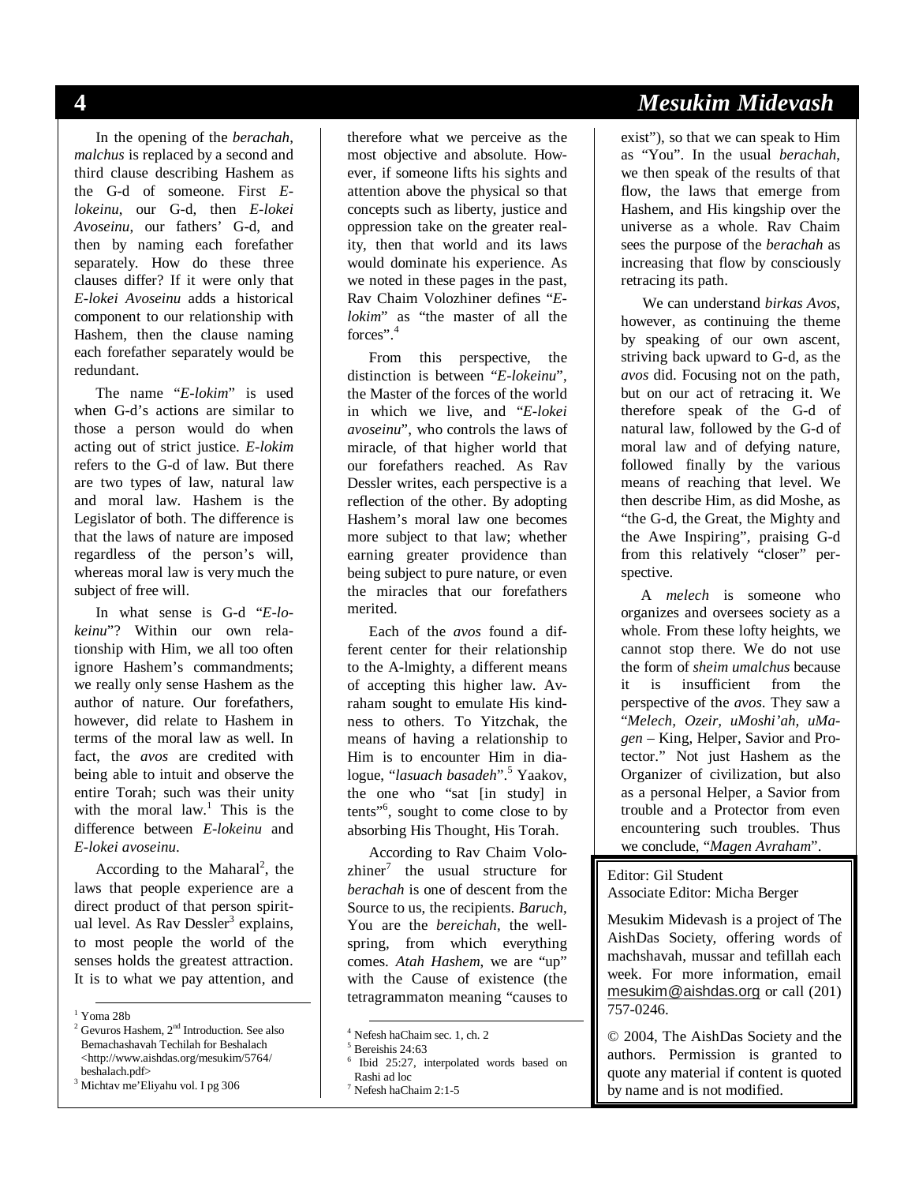In the opening of the *berachah*, *malchus* is replaced by a second and third clause describing Hashem as the G-d of someone. First *E-lokeinu*, our G-d, then *E-lokei Avoseinu*, our fathers' G-d, and then by naming each forefather separately. How do these three clauses differ? If it were only that *E-lokei Avoseinu* adds a historical component to our relationship with Hashem, then the clause naming each forefather separately would be redundant.

The name "*E-lokim*" is used when G-d's actions are similar to those a person would do when acting out of strict justice. *E-lokim* refers to the G-d of law. But there are two types of law, natural law and moral law. Hashem is the Legislator of both. The difference is that the laws of nature are imposed regardless of the person's will, whereas moral law is very much the subject of free will.

In what sense is G-d "*E-lokeinu*"? Within our own relationship with Him, we all too often ignore Hashem's commandments; we really only sense Hashem as the author of nature. Our forefathers, however, did relate to Hashem in terms of the moral law as well. In fact, the *avos* are credited with being able to intuit and observe the entire Torah; such was their unity with the moral law.[1] This is the difference between *E-lokeinu* and *E-lokei avoseinu*.

According to the Maharal[2], the laws that people experience are a direct product of that person spiritual level. As Rav Dessler[3] explains, to most people the world of the senses holds the greatest attraction. It is to what we pay attention, and therefore what we perceive as the most objective and absolute. However, if someone lifts his sights and attention above the physical so that concepts such as liberty, justice and oppression take on the greater reality, then that world and its laws would dominate his experience. As we noted in these pages in the past, Rav Chaim Volozhiner defines "*E-lokim*" as "the master of all the forces".[4]

From this perspective, the distinction is between "*E-lokeinu*", the Master of the forces of the world in which we live, and "*E-lokei avoseinu*", who controls the laws of miracle, of that higher world that our forefathers reached. As Rav Dessler writes, each perspective is a reflection of the other. By adopting Hashem's moral law one becomes more subject to that law; whether earning greater providence than being subject to pure nature, or even the miracles that our forefathers merited.

Each of the *avos* found a different center for their relationship to the A-lmighty, a different means of accepting this higher law. Avraham sought to emulate His kindness to others. To Yitzchak, the means of having a relationship to Him is to encounter Him in dialogue, "*lasuach basadeh*".[5] Yaakov, the one who "sat [in study] in tents"[6], sought to come close to by absorbing His Thought, His Torah.

According to Rav Chaim Volozhiner[7] the usual structure for *berachah* is one of descent from the Source to us, the recipients. *Baruch*, You are the *bereichah*, the wellspring, from which everything comes. *Atah Hashem*, we are "up" with the Cause of existence (the tetragrammaton meaning "causes to exist"), so that we can speak to Him as "You". In the usual *berachah*, we then speak of the results of that flow, the laws that emerge from Hashem, and His kingship over the universe as a whole. Rav Chaim sees the purpose of the *berachah* as increasing that flow by consciously retracing its path.

We can understand *birkas Avos*, however, as continuing the theme by speaking of our own ascent, striving back upward to G-d, as the *avos* did. Focusing not on the path, but on our act of retracing it. We therefore speak of the G-d of natural law, followed by the G-d of moral law and of defying nature, followed finally by the various means of reaching that level. We then describe Him, as did Moshe, as "the G-d, the Great, the Mighty and the Awe Inspiring", praising G-d from this relatively "closer" perspective.

A *melech* is someone who organizes and oversees society as a whole. From these lofty heights, we cannot stop there. We do not use the form of *sheim umalchus* because it is insufficient from the perspective of the *avos*. They saw a "*Melech, Ozeir, uMoshi'ah, uMagen* – King, Helper, Savior and Protector." Not just Hashem as the Organizer of civilization, but also as a personal Helper, a Savior from trouble and a Protector from even encountering such troubles. Thus we conclude, "*Magen Avraham*".

---

[1] Yoma 28b

[2] Gevuros Hashem, 2nd Introduction. See also Bemachashavah Techilah for Beshalach <http://www.aishdas.org/mesukim/5764/beshalach.pdf>

[3] Michtav me'Eliyahu vol. I pg 306

[4] Nefesh haChaim sec. 1, ch. 2

[5] Bereishis 24:63

[6] Ibid 25:27, interpolated words based on Rashi ad loc

[7] Nefesh haChaim 2:1-5

---

Editor: Gil Student
Associate Editor: Micha Berger

Mesukim Midevash is a project of The AishDas Society, offering words of machshavah, mussar and tefillah each week. For more information, email mesukim@aishdas.org or call (201) 757-0246.

© 2004, The AishDas Society and the authors. Permission is granted to quote any material if content is quoted by name and is not modified.